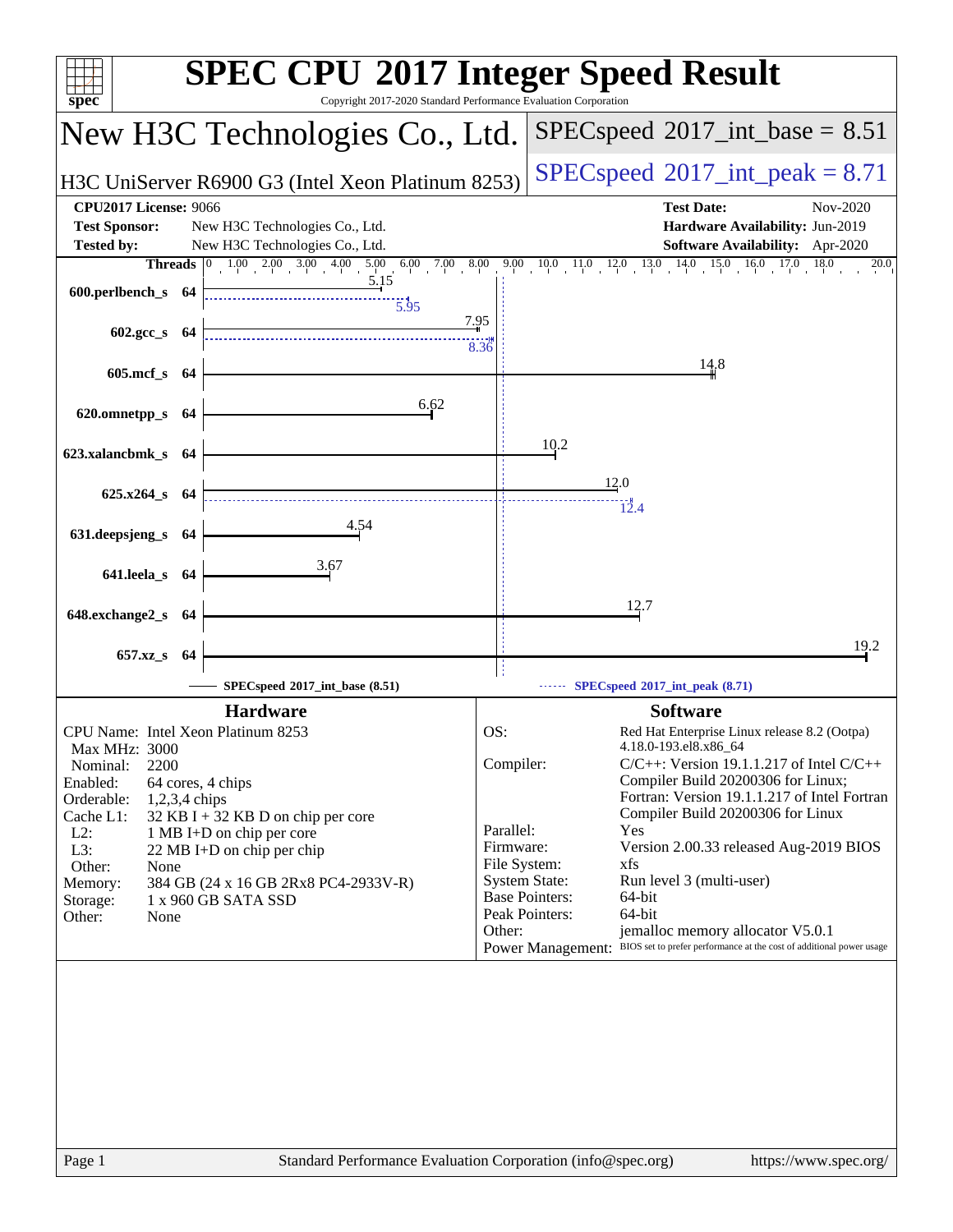# SPEC CPU 2017 Integer Speed Result

Copyright 2017-2020 Standard Performance Evaluation Corporation

## New H3C Technologies Co., Ltd.

H3C UniServer R6900 G3 (Intel Xeon Platinum 8253)

SPECspeed 2017_int_base = 8.51

SPECspeed 2017_int_peak = 8.71

| | | | |
|---|---|---|---|
| **CPU2017 License:** | 9066 | **Test Date:** | Nov-2020 |
| **Test Sponsor:** | New H3C Technologies Co., Ltd. | **Hardware Availability:** | Jun-2019 |
| **Tested by:** | New H3C Technologies Co., Ltd. | **Software Availability:** | Apr-2020 |

| Benchmark | Threads | Base | Peak |
|---|---|---|---|
| 600.perlbench_s | 64 | 5.15 | 5.95 |
| 602.gcc_s | 64 | 7.95 | 8.36 |
| 605.mcf_s | 64 | 14.8 | |
| 620.omnetpp_s | 64 | 6.62 | |
| 623.xalancbmk_s | 64 | 10.2 | |
| 625.x264_s | 64 | 12.0 | 12.4 |
| 631.deepsjeng_s | 64 | 4.54 | |
| 641.leela_s | 64 | 3.67 | |
| 648.exchange2_s | 64 | 12.7 | |
| 657.xz_s | 64 | 19.2 | |

SPECspeed 2017_int_base (8.51) — SPECspeed 2017_int_peak (8.71)

### Hardware

| | |
|---|---|
| CPU Name: | Intel Xeon Platinum 8253 |
| Max MHz: | 3000 |
| Nominal: | 2200 |
| Enabled: | 64 cores, 4 chips |
| Orderable: | 1,2,3,4 chips |
| Cache L1: | 32 KB I + 32 KB D on chip per core |
| L2: | 1 MB I+D on chip per core |
| L3: | 22 MB I+D on chip per chip |
| Other: | None |
| Memory: | 384 GB (24 x 16 GB 2Rx8 PC4-2933V-R) |
| Storage: | 1 x 960 GB SATA SSD |
| Other: | None |

### Software

| | |
|---|---|
| OS: | Red Hat Enterprise Linux release 8.2 (Ootpa) 4.18.0-193.el8.x86_64 |
| Compiler: | C/C++: Version 19.1.1.217 of Intel C/C++ Compiler Build 20200306 for Linux; Fortran: Version 19.1.1.217 of Intel Fortran Compiler Build 20200306 for Linux |
| Parallel: | Yes |
| Firmware: | Version 2.00.33 released Aug-2019 BIOS |
| File System: | xfs |
| System State: | Run level 3 (multi-user) |
| Base Pointers: | 64-bit |
| Peak Pointers: | 64-bit |
| Other: | jemalloc memory allocator V5.0.1 |
| Power Management: | BIOS set to prefer performance at the cost of additional power usage |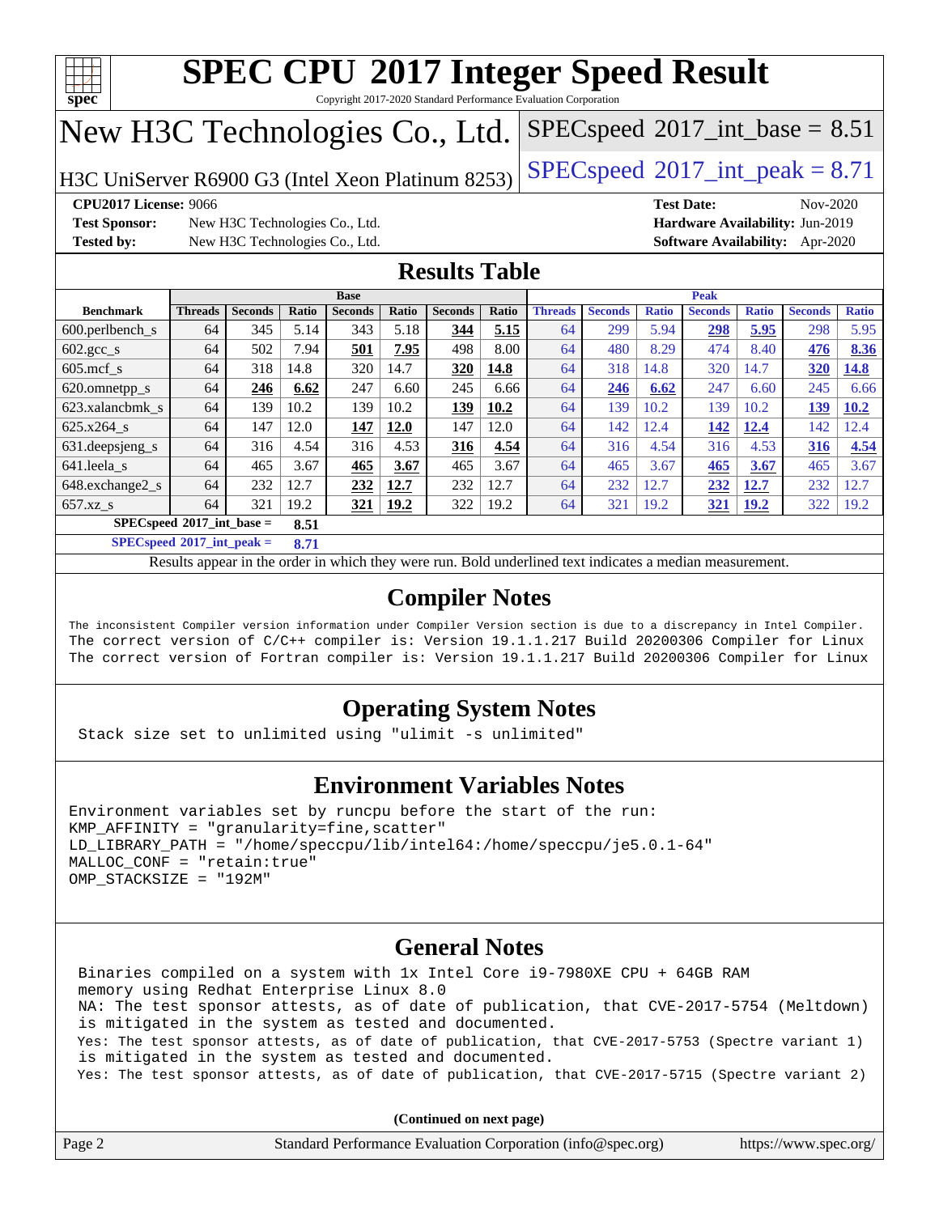# SPEC CPU 2017 Integer Speed Result

Copyright 2017-2020 Standard Performance Evaluation Corporation

## New H3C Technologies Co., Ltd.

H3C UniServer R6900 G3 (Intel Xeon Platinum 8253)

SPECspeed 2017_int_base = 8.51

SPECspeed 2017_int_peak = 8.71

**CPU2017 License:** 9066
**Test Sponsor:** New H3C Technologies Co., Ltd.
**Tested by:** New H3C Technologies Co., Ltd.
**Test Date:** Nov-2020
**Hardware Availability:** Jun-2019
**Software Availability:** Apr-2020

## Results Table

| Benchmark | Base | | | | | | | Peak | | | | | | |
|---|---|---|---|---|---|---|---|---|---|---|---|---|---|---|
| | Threads | Seconds | Ratio | Seconds | Ratio | Seconds | Ratio | Threads | Seconds | Ratio | Seconds | Ratio | Seconds | Ratio |
| 600.perlbench_s | 64 | 345 | 5.14 | 343 | 5.18 | **344** | **5.15** | 64 | 299 | 5.94 | **298** | **5.95** | 298 | 5.95 |
| 602.gcc_s | 64 | 502 | 7.94 | **501** | **7.95** | 498 | 8.00 | 64 | 480 | 8.29 | 474 | 8.40 | **476** | **8.36** |
| 605.mcf_s | 64 | 318 | 14.8 | 320 | 14.7 | **320** | **14.8** | 64 | 318 | 14.8 | 320 | 14.7 | **320** | **14.8** |
| 620.omnetpp_s | 64 | **246** | **6.62** | 247 | 6.60 | 245 | 6.66 | 64 | **246** | **6.62** | 247 | 6.60 | 245 | 6.66 |
| 623.xalancbmk_s | 64 | 139 | 10.2 | 139 | 10.2 | **139** | **10.2** | 64 | 139 | 10.2 | 139 | 10.2 | **139** | **10.2** |
| 625.x264_s | 64 | 147 | 12.0 | **147** | **12.0** | 147 | 12.0 | 64 | 142 | 12.4 | **142** | **12.4** | 142 | 12.4 |
| 631.deepsjeng_s | 64 | 316 | 4.54 | 316 | 4.53 | **316** | **4.54** | 64 | 316 | 4.54 | 316 | 4.53 | **316** | **4.54** |
| 641.leela_s | 64 | 465 | 3.67 | **465** | **3.67** | 465 | 3.67 | 64 | 465 | 3.67 | **465** | **3.67** | 465 | 3.67 |
| 648.exchange2_s | 64 | 232 | 12.7 | **232** | **12.7** | 232 | 12.7 | 64 | 232 | 12.7 | **232** | **12.7** | 232 | 12.7 |
| 657.xz_s | 64 | 321 | 19.2 | **321** | **19.2** | 322 | 19.2 | 64 | 321 | 19.2 | **321** | **19.2** | 322 | 19.2 |

**SPECspeed 2017_int_base = 8.51**

**SPECspeed 2017_int_peak = 8.71**

Results appear in the order in which they were run. Bold underlined text indicates a median measurement.

## Compiler Notes

```
The inconsistent Compiler version information under Compiler Version section is due to a discrepancy in Intel Compiler.
The correct version of C/C++ compiler is: Version 19.1.1.217 Build 20200306 Compiler for Linux
The correct version of Fortran compiler is: Version 19.1.1.217 Build 20200306 Compiler for Linux
```

## Operating System Notes

```
Stack size set to unlimited using "ulimit -s unlimited"
```

## Environment Variables Notes

```
Environment variables set by runcpu before the start of the run:
KMP_AFFINITY = "granularity=fine,scatter"
LD_LIBRARY_PATH = "/home/speccpu/lib/intel64:/home/speccpu/je5.0.1-64"
MALLOC_CONF = "retain:true"
OMP_STACKSIZE = "192M"
```

## General Notes

```
Binaries compiled on a system with 1x Intel Core i9-7980XE CPU + 64GB RAM
memory using Redhat Enterprise Linux 8.0
NA: The test sponsor attests, as of date of publication, that CVE-2017-5754 (Meltdown)
is mitigated in the system as tested and documented.
Yes: The test sponsor attests, as of date of publication, that CVE-2017-5753 (Spectre variant 1)
is mitigated in the system as tested and documented.
Yes: The test sponsor attests, as of date of publication, that CVE-2017-5715 (Spectre variant 2)
```

**(Continued on next page)**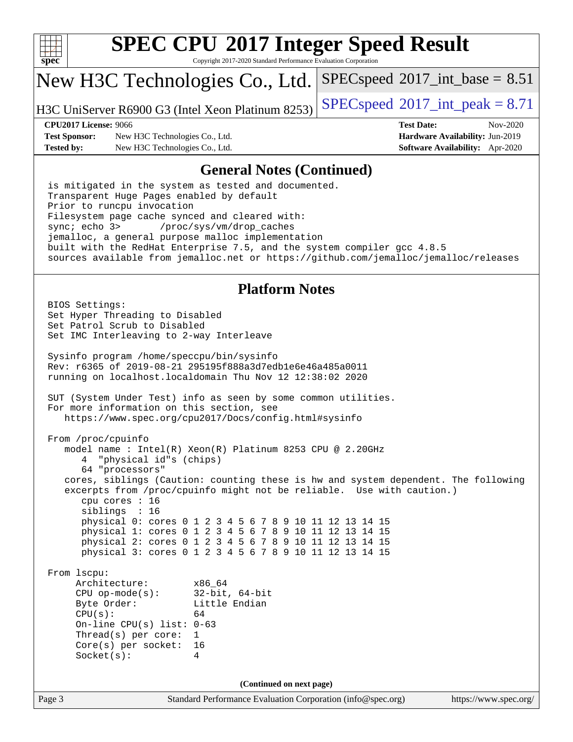## General Notes (Continued)

```
is mitigated in the system as tested and documented.
Transparent Huge Pages enabled by default
Prior to runcpu invocation
Filesystem page cache synced and cleared with:
sync; echo 3>       /proc/sys/vm/drop_caches
jemalloc, a general purpose malloc implementation
built with the RedHat Enterprise 7.5, and the system compiler gcc 4.8.5
sources available from jemalloc.net or https://github.com/jemalloc/jemalloc/releases
```

## Platform Notes

```
BIOS Settings:
Set Hyper Threading to Disabled
Set Patrol Scrub to Disabled
Set IMC Interleaving to 2-way Interleave

Sysinfo program /home/speccpu/bin/sysinfo
Rev: r6365 of 2019-08-21 295195f888a3d7edb1e6e46a485a0011
running on localhost.localdomain Thu Nov 12 12:38:02 2020

SUT (System Under Test) info as seen by some common utilities.
For more information on this section, see
   https://www.spec.org/cpu2017/Docs/config.html#sysinfo

From /proc/cpuinfo
   model name : Intel(R) Xeon(R) Platinum 8253 CPU @ 2.20GHz
      4  "physical id"s (chips)
      64 "processors"
   cores, siblings (Caution: counting these is hw and system dependent. The following
   excerpts from /proc/cpuinfo might not be reliable.  Use with caution.)
      cpu cores : 16
      siblings  : 16
      physical 0: cores 0 1 2 3 4 5 6 7 8 9 10 11 12 13 14 15
      physical 1: cores 0 1 2 3 4 5 6 7 8 9 10 11 12 13 14 15
      physical 2: cores 0 1 2 3 4 5 6 7 8 9 10 11 12 13 14 15
      physical 3: cores 0 1 2 3 4 5 6 7 8 9 10 11 12 13 14 15

From lscpu:
     Architecture:        x86_64
     CPU op-mode(s):      32-bit, 64-bit
     Byte Order:          Little Endian
     CPU(s):              64
     On-line CPU(s) list: 0-63
     Thread(s) per core:  1
     Core(s) per socket:  16
     Socket(s):           4
```

**(Continued on next page)**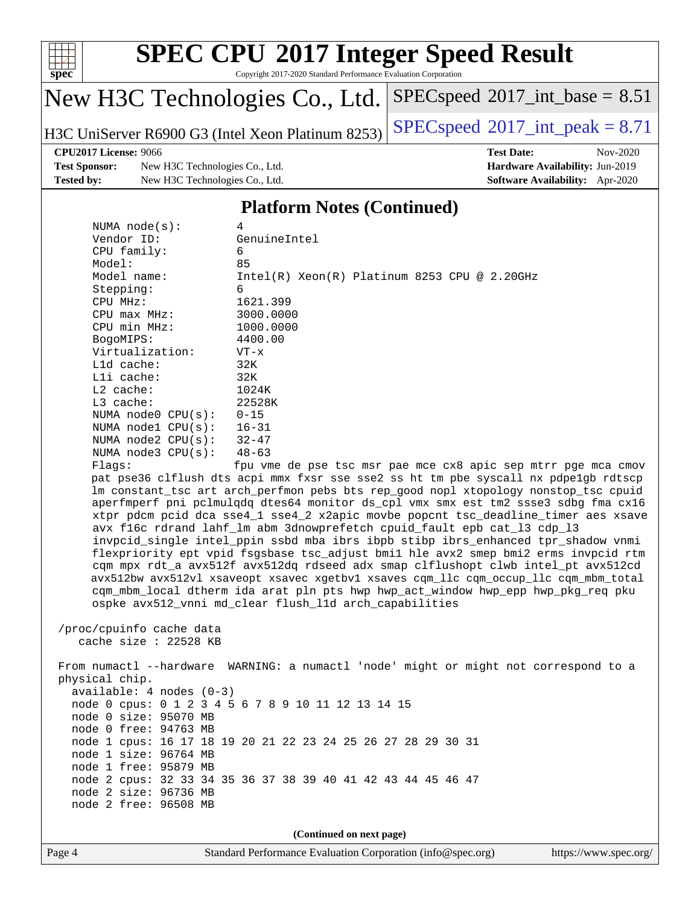# SPEC CPU 2017 Integer Speed Result

Copyright 2017-2020 Standard Performance Evaluation Corporation

## New H3C Technologies Co., Ltd.

H3C UniServer R6900 G3 (Intel Xeon Platinum 8253)

SPECspeed 2017_int_base = 8.51

SPECspeed 2017_int_peak = 8.71

**CPU2017 License:** 9066
**Test Sponsor:** New H3C Technologies Co., Ltd.
**Tested by:** New H3C Technologies Co., Ltd.
**Test Date:** Nov-2020
**Hardware Availability:** Jun-2019
**Software Availability:** Apr-2020

## Platform Notes (Continued)

```
     NUMA node(s):        4
     Vendor ID:           GenuineIntel
     CPU family:          6
     Model:               85
     Model name:          Intel(R) Xeon(R) Platinum 8253 CPU @ 2.20GHz
     Stepping:            6
     CPU MHz:             1621.399
     CPU max MHz:         3000.0000
     CPU min MHz:         1000.0000
     BogoMIPS:            4400.00
     Virtualization:      VT-x
     L1d cache:           32K
     L1i cache:           32K
     L2 cache:            1024K
     L3 cache:            22528K
     NUMA node0 CPU(s):   0-15
     NUMA node1 CPU(s):   16-31
     NUMA node2 CPU(s):   32-47
     NUMA node3 CPU(s):   48-63
     Flags:               fpu vme de pse tsc msr pae mce cx8 apic sep mtrr pge mca cmov
     pat pse36 clflush dts acpi mmx fxsr sse sse2 ss ht tm pbe syscall nx pdpe1gb rdtscp
     lm constant_tsc art arch_perfmon pebs bts rep_good nopl xtopology nonstop_tsc cpuid
     aperfmperf pni pclmulqdq dtes64 monitor ds_cpl vmx smx est tm2 ssse3 sdbg fma cx16
     xtpr pdcm pcid dca sse4_1 sse4_2 x2apic movbe popcnt tsc_deadline_timer aes xsave
     avx f16c rdrand lahf_lm abm 3dnowprefetch cpuid_fault epb cat_l3 cdp_l3
     invpcid_single intel_ppin ssbd mba ibrs ibpb stibp ibrs_enhanced tpr_shadow vnmi
     flexpriority ept vpid fsgsbase tsc_adjust bmi1 hle avx2 smep bmi2 erms invpcid rtm
     cqm mpx rdt_a avx512f avx512dq rdseed adx smap clflushopt clwb intel_pt avx512cd
     avx512bw avx512vl xsaveopt xsavec xgetbv1 xsaves cqm_llc cqm_occup_llc cqm_mbm_total
     cqm_mbm_local dtherm ida arat pln pts hwp hwp_act_window hwp_epp hwp_pkg_req pku
     ospke avx512_vnni md_clear flush_l1d arch_capabilities

 /proc/cpuinfo cache data
    cache size : 22528 KB

 From numactl --hardware  WARNING: a numactl 'node' might or might not correspond to a
 physical chip.
   available: 4 nodes (0-3)
   node 0 cpus: 0 1 2 3 4 5 6 7 8 9 10 11 12 13 14 15
   node 0 size: 95070 MB
   node 0 free: 94763 MB
   node 1 cpus: 16 17 18 19 20 21 22 23 24 25 26 27 28 29 30 31
   node 1 size: 96764 MB
   node 1 free: 95879 MB
   node 2 cpus: 32 33 34 35 36 37 38 39 40 41 42 43 44 45 46 47
   node 2 size: 96736 MB
   node 2 free: 96508 MB
```

**(Continued on next page)**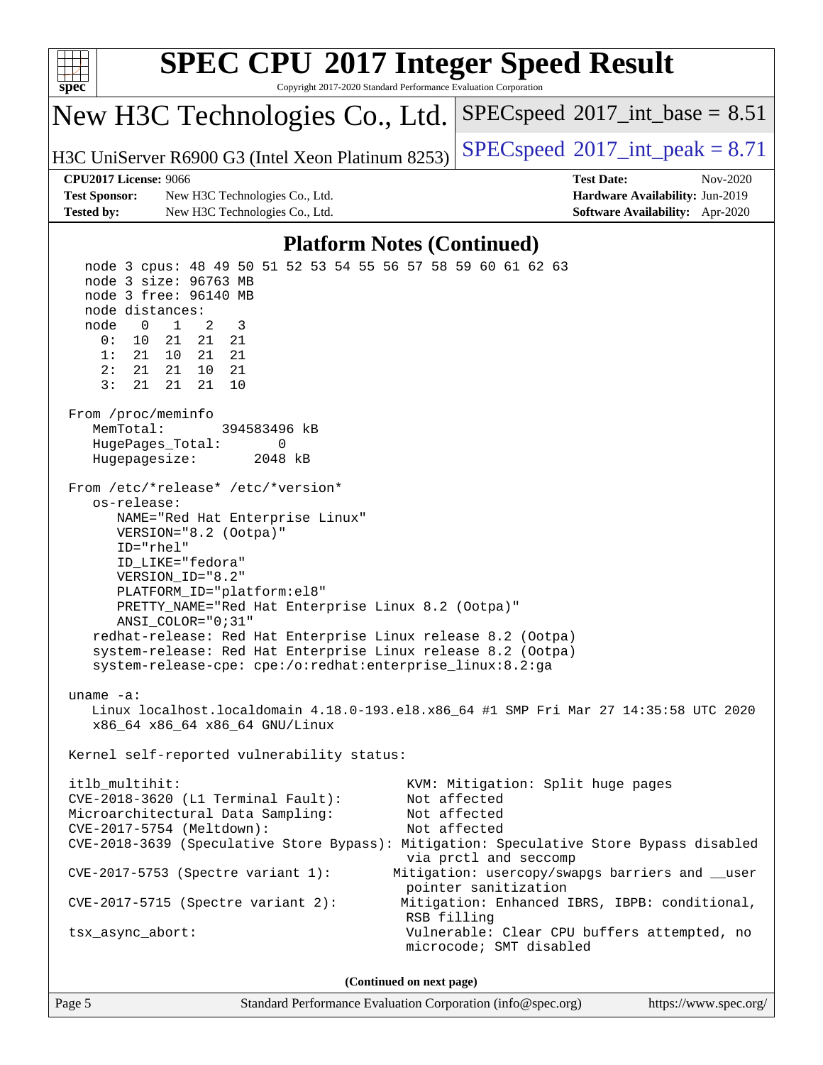# SPEC CPU 2017 Integer Speed Result

Copyright 2017-2020 Standard Performance Evaluation Corporation

**New H3C Technologies Co., Ltd.**

**H3C UniServer R6900 G3 (Intel Xeon Platinum 8253)**

SPECspeed 2017_int_base = 8.51

SPECspeed 2017_int_peak = 8.71

**CPU2017 License:** 9066
**Test Sponsor:** New H3C Technologies Co., Ltd.
**Tested by:** New H3C Technologies Co., Ltd.

**Test Date:** Nov-2020
**Hardware Availability:** Jun-2019
**Software Availability:** Apr-2020

## Platform Notes (Continued)

```
   node 3 cpus: 48 49 50 51 52 53 54 55 56 57 58 59 60 61 62 63
   node 3 size: 96763 MB
   node 3 free: 96140 MB
   node distances:
   node   0   1   2   3
     0:  10  21  21  21
     1:  21  10  21  21
     2:  21  21  10  21
     3:  21  21  21  10

 From /proc/meminfo
    MemTotal:       394583496 kB
    HugePages_Total:       0
    Hugepagesize:       2048 kB

 From /etc/*release* /etc/*version*
    os-release:
       NAME="Red Hat Enterprise Linux"
       VERSION="8.2 (Ootpa)"
       ID="rhel"
       ID_LIKE="fedora"
       VERSION_ID="8.2"
       PLATFORM_ID="platform:el8"
       PRETTY_NAME="Red Hat Enterprise Linux 8.2 (Ootpa)"
       ANSI_COLOR="0;31"
    redhat-release: Red Hat Enterprise Linux release 8.2 (Ootpa)
    system-release: Red Hat Enterprise Linux release 8.2 (Ootpa)
    system-release-cpe: cpe:/o:redhat:enterprise_linux:8.2:ga

 uname -a:
    Linux localhost.localdomain 4.18.0-193.el8.x86_64 #1 SMP Fri Mar 27 14:35:58 UTC 2020
    x86_64 x86_64 x86_64 GNU/Linux

 Kernel self-reported vulnerability status:

 itlb_multihit:                               KVM: Mitigation: Split huge pages
 CVE-2018-3620 (L1 Terminal Fault):           Not affected
 Microarchitectural Data Sampling:            Not affected
 CVE-2017-5754 (Meltdown):                    Not affected
 CVE-2018-3639 (Speculative Store Bypass): Mitigation: Speculative Store Bypass disabled
                                              via prctl and seccomp
 CVE-2017-5753 (Spectre variant 1):          Mitigation: usercopy/swapgs barriers and __user
                                              pointer sanitization
 CVE-2017-5715 (Spectre variant 2):           Mitigation: Enhanced IBRS, IBPB: conditional,
                                              RSB filling
 tsx_async_abort:                             Vulnerable: Clear CPU buffers attempted, no
                                              microcode; SMT disabled
```

(Continued on next page)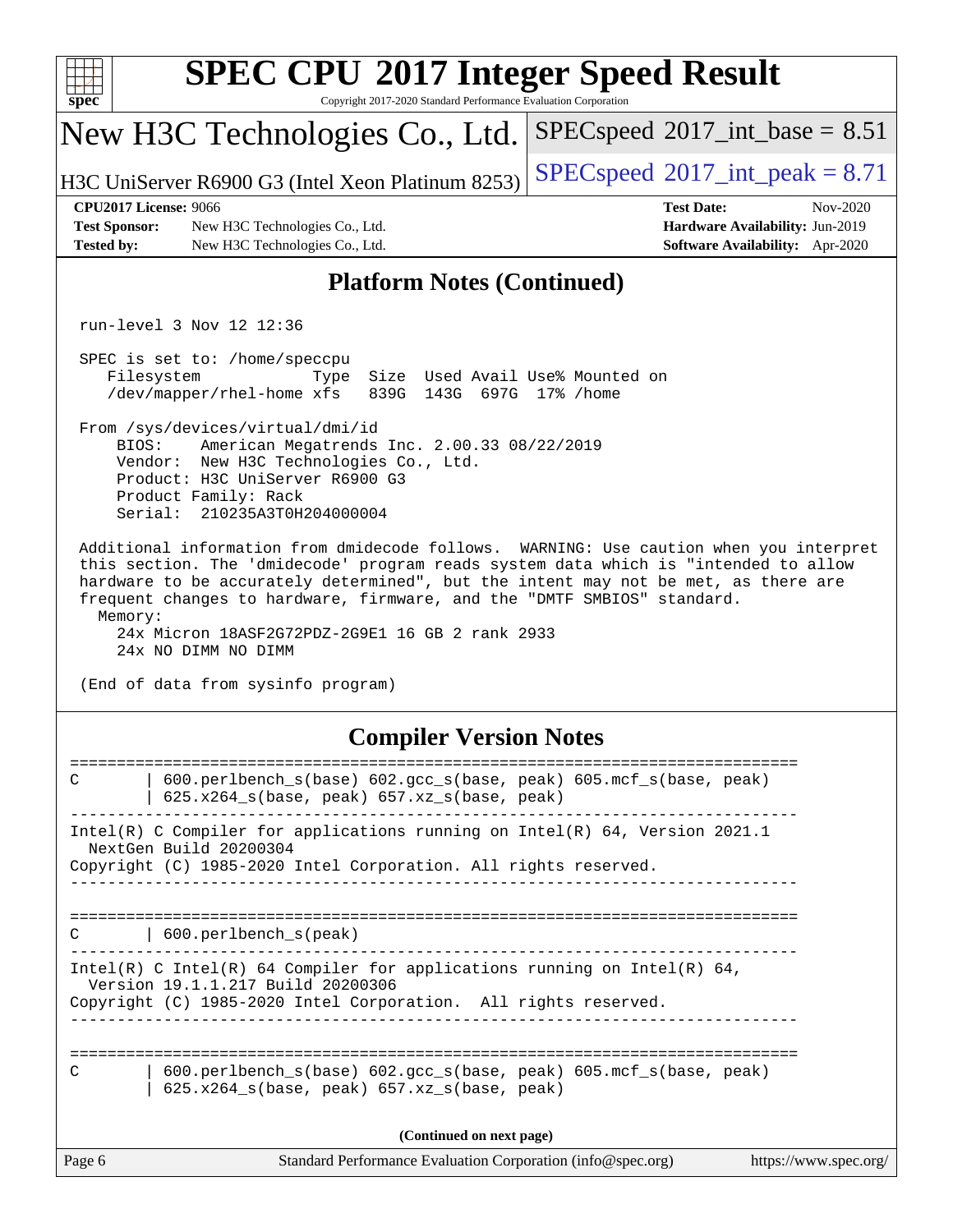## Platform Notes (Continued)

```
 run-level 3 Nov 12 12:36

 SPEC is set to: /home/speccpu
    Filesystem            Type  Size  Used Avail Use% Mounted on
    /dev/mapper/rhel-home xfs   839G  143G  697G  17% /home

 From /sys/devices/virtual/dmi/id
     BIOS:    American Megatrends Inc. 2.00.33 08/22/2019
     Vendor:  New H3C Technologies Co., Ltd.
     Product: H3C UniServer R6900 G3
     Product Family: Rack
     Serial:  210235A3T0H204000004

 Additional information from dmidecode follows.  WARNING: Use caution when you interpret
 this section. The 'dmidecode' program reads system data which is "intended to allow
 hardware to be accurately determined", but the intent may not be met, as there are
 frequent changes to hardware, firmware, and the "DMTF SMBIOS" standard.
   Memory:
     24x Micron 18ASF2G72PDZ-2G9E1 16 GB 2 rank 2933
     24x NO DIMM NO DIMM

 (End of data from sysinfo program)
```

## Compiler Version Notes

```
==============================================================================
C       | 600.perlbench_s(base) 602.gcc_s(base, peak) 605.mcf_s(base, peak)
        | 625.x264_s(base, peak) 657.xz_s(base, peak)
------------------------------------------------------------------------------
Intel(R) C Compiler for applications running on Intel(R) 64, Version 2021.1
  NextGen Build 20200304
Copyright (C) 1985-2020 Intel Corporation. All rights reserved.
------------------------------------------------------------------------------

==============================================================================
C       | 600.perlbench_s(peak)
------------------------------------------------------------------------------
Intel(R) C Intel(R) 64 Compiler for applications running on Intel(R) 64,
  Version 19.1.1.217 Build 20200306
Copyright (C) 1985-2020 Intel Corporation.  All rights reserved.
------------------------------------------------------------------------------

==============================================================================
C       | 600.perlbench_s(base) 602.gcc_s(base, peak) 605.mcf_s(base, peak)
        | 625.x264_s(base, peak) 657.xz_s(base, peak)
```

(Continued on next page)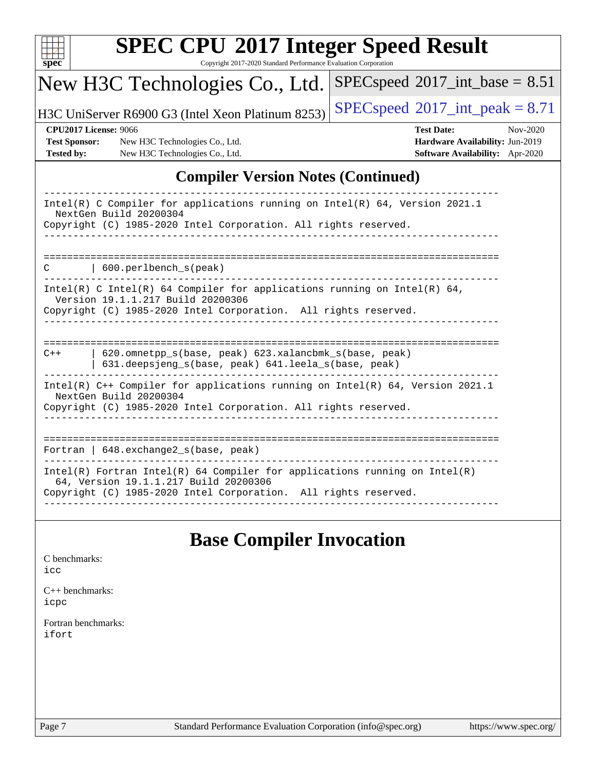## Compiler Version Notes (Continued)

```
------------------------------------------------------------------------------
Intel(R) C Compiler for applications running on Intel(R) 64, Version 2021.1
  NextGen Build 20200304
Copyright (C) 1985-2020 Intel Corporation. All rights reserved.
------------------------------------------------------------------------------

==============================================================================
C       | 600.perlbench_s(peak)
------------------------------------------------------------------------------
Intel(R) C Intel(R) 64 Compiler for applications running on Intel(R) 64,
  Version 19.1.1.217 Build 20200306
Copyright (C) 1985-2020 Intel Corporation.  All rights reserved.
------------------------------------------------------------------------------

==============================================================================
C++     | 620.omnetpp_s(base, peak) 623.xalancbmk_s(base, peak)
        | 631.deepsjeng_s(base, peak) 641.leela_s(base, peak)
------------------------------------------------------------------------------
Intel(R) C++ Compiler for applications running on Intel(R) 64, Version 2021.1
  NextGen Build 20200304
Copyright (C) 1985-2020 Intel Corporation. All rights reserved.
------------------------------------------------------------------------------

==============================================================================
Fortran | 648.exchange2_s(base, peak)
------------------------------------------------------------------------------
Intel(R) Fortran Intel(R) 64 Compiler for applications running on Intel(R)
  64, Version 19.1.1.217 Build 20200306
Copyright (C) 1985-2020 Intel Corporation.  All rights reserved.
------------------------------------------------------------------------------
```

## Base Compiler Invocation

C benchmarks:
icc

C++ benchmarks:
icpc

Fortran benchmarks:
ifort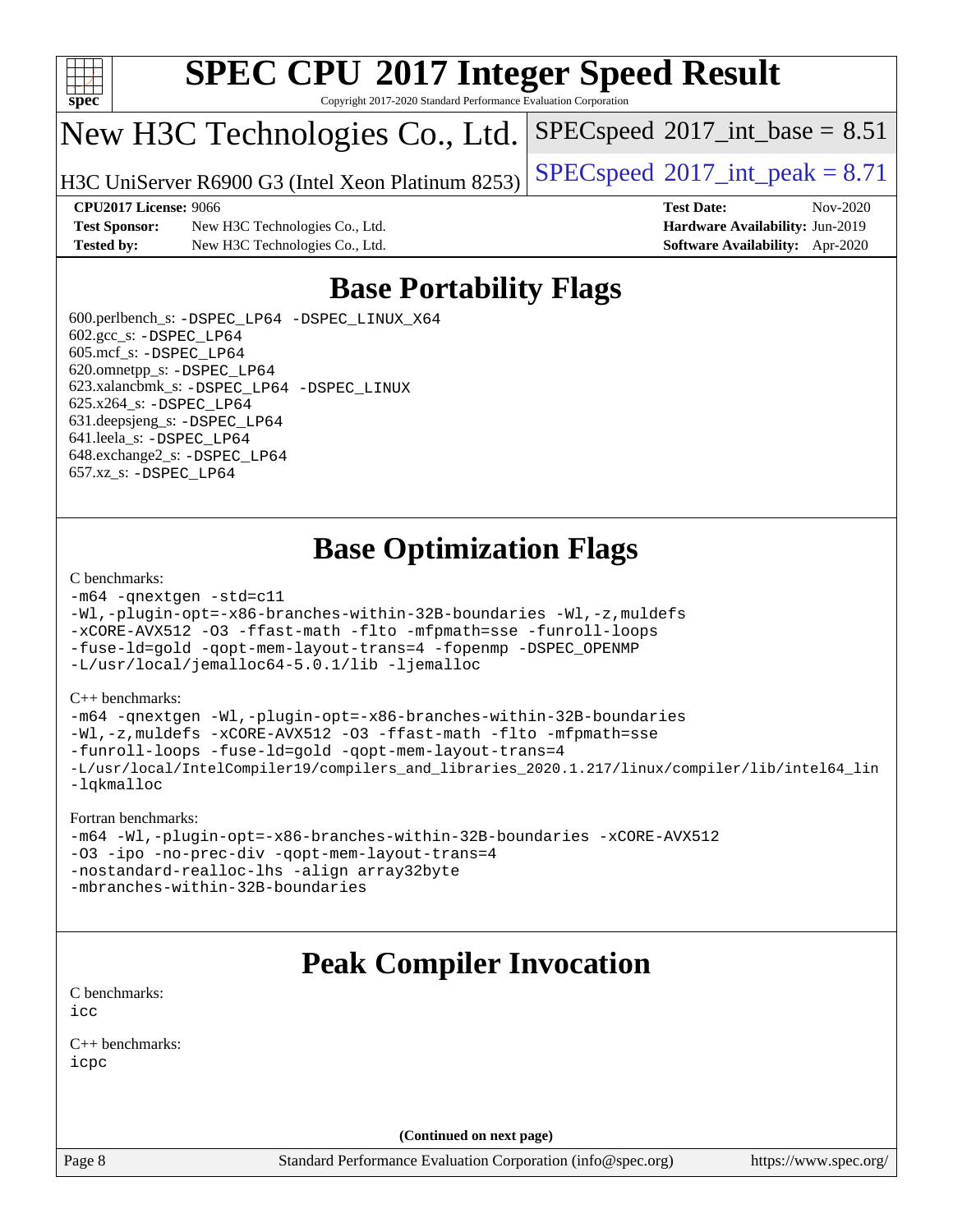# SPEC CPU 2017 Integer Speed Result

Copyright 2017-2020 Standard Performance Evaluation Corporation

## New H3C Technologies Co., Ltd.

H3C UniServer R6900 G3 (Intel Xeon Platinum 8253)

SPECspeed 2017_int_base = 8.51

SPECspeed 2017_int_peak = 8.71

**CPU2017 License:** 9066
**Test Sponsor:** New H3C Technologies Co., Ltd.
**Tested by:** New H3C Technologies Co., Ltd.

**Test Date:** Nov-2020
**Hardware Availability:** Jun-2019
**Software Availability:** Apr-2020

## Base Portability Flags

600.perlbench_s: `-DSPEC_LP64 -DSPEC_LINUX_X64`
602.gcc_s: `-DSPEC_LP64`
605.mcf_s: `-DSPEC_LP64`
620.omnetpp_s: `-DSPEC_LP64`
623.xalancbmk_s: `-DSPEC_LP64 -DSPEC_LINUX`
625.x264_s: `-DSPEC_LP64`
631.deepsjeng_s: `-DSPEC_LP64`
641.leela_s: `-DSPEC_LP64`
648.exchange2_s: `-DSPEC_LP64`
657.xz_s: `-DSPEC_LP64`

## Base Optimization Flags

C benchmarks:
```
-m64 -qnextgen -std=c11
-Wl,-plugin-opt=-x86-branches-within-32B-boundaries -Wl,-z,muldefs
-xCORE-AVX512 -O3 -ffast-math -flto -mfpmath=sse -funroll-loops
-fuse-ld=gold -qopt-mem-layout-trans=4 -fopenmp -DSPEC_OPENMP
-L/usr/local/jemalloc64-5.0.1/lib -ljemalloc
```

C++ benchmarks:
```
-m64 -qnextgen -Wl,-plugin-opt=-x86-branches-within-32B-boundaries
-Wl,-z,muldefs -xCORE-AVX512 -O3 -ffast-math -flto -mfpmath=sse
-funroll-loops -fuse-ld=gold -qopt-mem-layout-trans=4
-L/usr/local/IntelCompiler19/compilers_and_libraries_2020.1.217/linux/compiler/lib/intel64_lin
-lqkmalloc
```

Fortran benchmarks:
```
-m64 -Wl,-plugin-opt=-x86-branches-within-32B-boundaries -xCORE-AVX512
-O3 -ipo -no-prec-div -qopt-mem-layout-trans=4
-nostandard-realloc-lhs -align array32byte
-mbranches-within-32B-boundaries
```

## Peak Compiler Invocation

C benchmarks:
`icc`

C++ benchmarks:
`icpc`

**(Continued on next page)**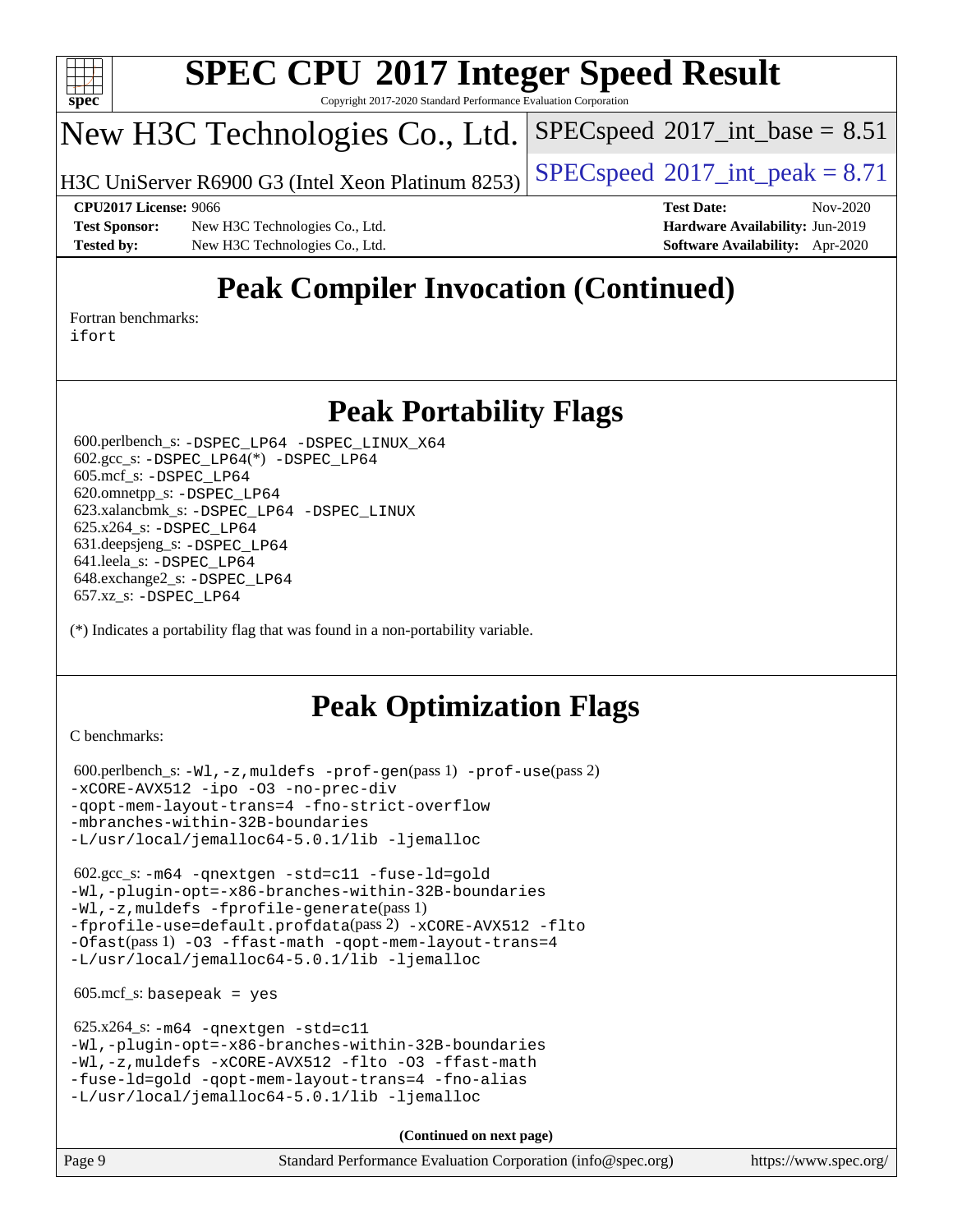# SPEC CPU 2017 Integer Speed Result

Copyright 2017-2020 Standard Performance Evaluation Corporation

## New H3C Technologies Co., Ltd.

H3C UniServer R6900 G3 (Intel Xeon Platinum 8253)

SPECspeed 2017_int_base = 8.51

SPECspeed 2017_int_peak = 8.71

**CPU2017 License:** 9066
**Test Sponsor:** New H3C Technologies Co., Ltd.
**Tested by:** New H3C Technologies Co., Ltd.

**Test Date:** Nov-2020
**Hardware Availability:** Jun-2019
**Software Availability:** Apr-2020

# Peak Compiler Invocation (Continued)

Fortran benchmarks:
ifort

# Peak Portability Flags

600.perlbench_s: -DSPEC_LP64 -DSPEC_LINUX_X64
602.gcc_s: -DSPEC_LP64(*) -DSPEC_LP64
605.mcf_s: -DSPEC_LP64
620.omnetpp_s: -DSPEC_LP64
623.xalancbmk_s: -DSPEC_LP64 -DSPEC_LINUX
625.x264_s: -DSPEC_LP64
631.deepsjeng_s: -DSPEC_LP64
641.leela_s: -DSPEC_LP64
648.exchange2_s: -DSPEC_LP64
657.xz_s: -DSPEC_LP64

(*) Indicates a portability flag that was found in a non-portability variable.

# Peak Optimization Flags

C benchmarks:

600.perlbench_s: -Wl,-z,muldefs -prof-gen(pass 1) -prof-use(pass 2)
-xCORE-AVX512 -ipo -O3 -no-prec-div
-qopt-mem-layout-trans=4 -fno-strict-overflow
-mbranches-within-32B-boundaries
-L/usr/local/jemalloc64-5.0.1/lib -ljemalloc

602.gcc_s: -m64 -qnextgen -std=c11 -fuse-ld=gold
-Wl,-plugin-opt=-x86-branches-within-32B-boundaries
-Wl,-z,muldefs -fprofile-generate(pass 1)
-fprofile-use=default.profdata(pass 2) -xCORE-AVX512 -flto
-Ofast(pass 1) -O3 -ffast-math -qopt-mem-layout-trans=4
-L/usr/local/jemalloc64-5.0.1/lib -ljemalloc

605.mcf_s: basepeak = yes

625.x264_s: -m64 -qnextgen -std=c11
-Wl,-plugin-opt=-x86-branches-within-32B-boundaries
-Wl,-z,muldefs -xCORE-AVX512 -flto -O3 -ffast-math
-fuse-ld=gold -qopt-mem-layout-trans=4 -fno-alias
-L/usr/local/jemalloc64-5.0.1/lib -ljemalloc

(Continued on next page)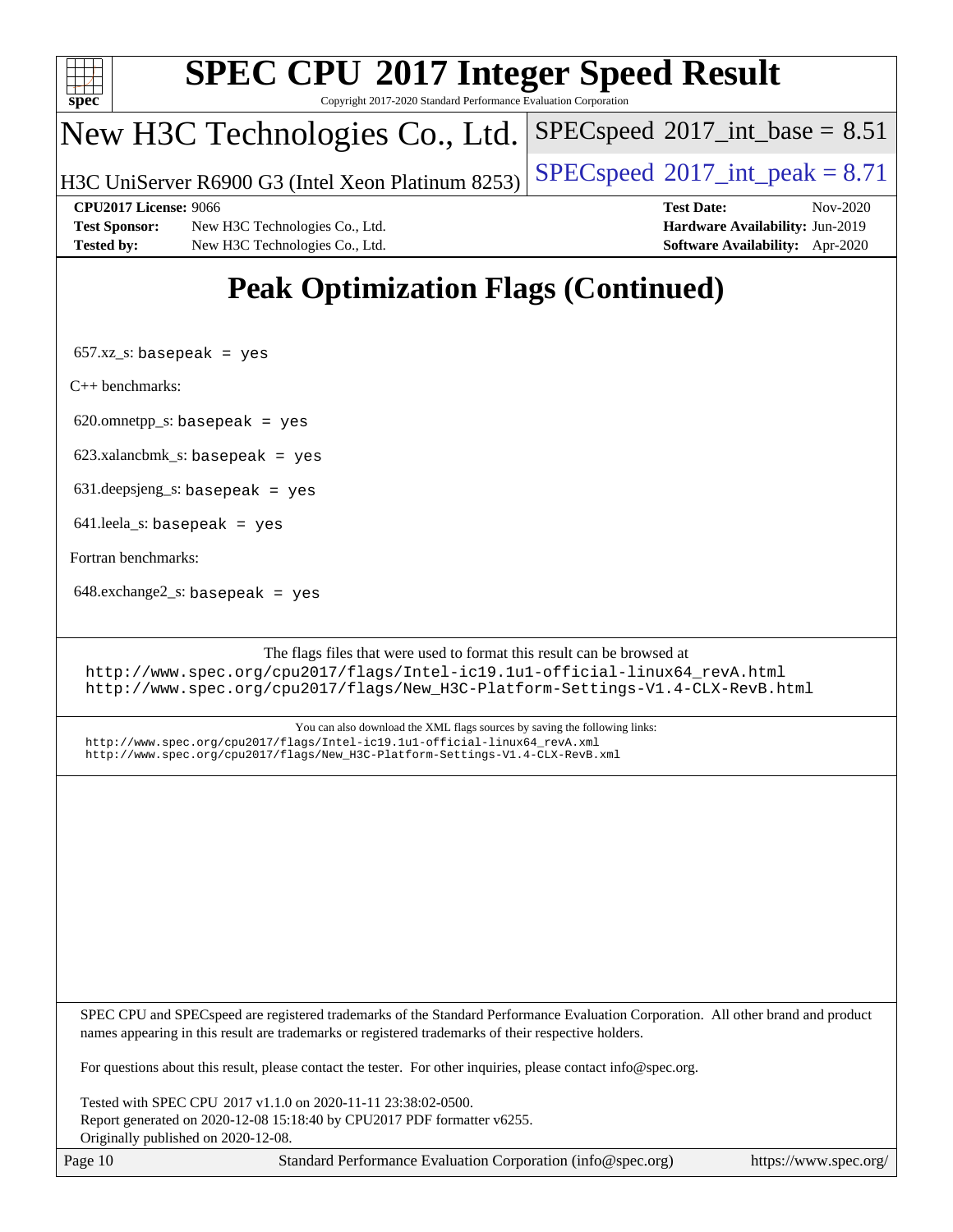# Peak Optimization Flags (Continued)

657.xz_s: basepeak = yes

C++ benchmarks:

620.omnetpp_s: basepeak = yes

623.xalancbmk_s: basepeak = yes

631.deepsjeng_s: basepeak = yes

641.leela_s: basepeak = yes

Fortran benchmarks:

648.exchange2_s: basepeak = yes

The flags files that were used to format this result can be browsed at
http://www.spec.org/cpu2017/flags/Intel-ic19.1u1-official-linux64_revA.html
http://www.spec.org/cpu2017/flags/New_H3C-Platform-Settings-V1.4-CLX-RevB.html

You can also download the XML flags sources by saving the following links:
http://www.spec.org/cpu2017/flags/Intel-ic19.1u1-official-linux64_revA.xml
http://www.spec.org/cpu2017/flags/New_H3C-Platform-Settings-V1.4-CLX-RevB.xml

SPEC CPU and SPECspeed are registered trademarks of the Standard Performance Evaluation Corporation. All other brand and product names appearing in this result are trademarks or registered trademarks of their respective holders.

For questions about this result, please contact the tester. For other inquiries, please contact info@spec.org.

Tested with SPEC CPU 2017 v1.1.0 on 2020-11-11 23:38:02-0500.
Report generated on 2020-12-08 15:18:40 by CPU2017 PDF formatter v6255.
Originally published on 2020-12-08.